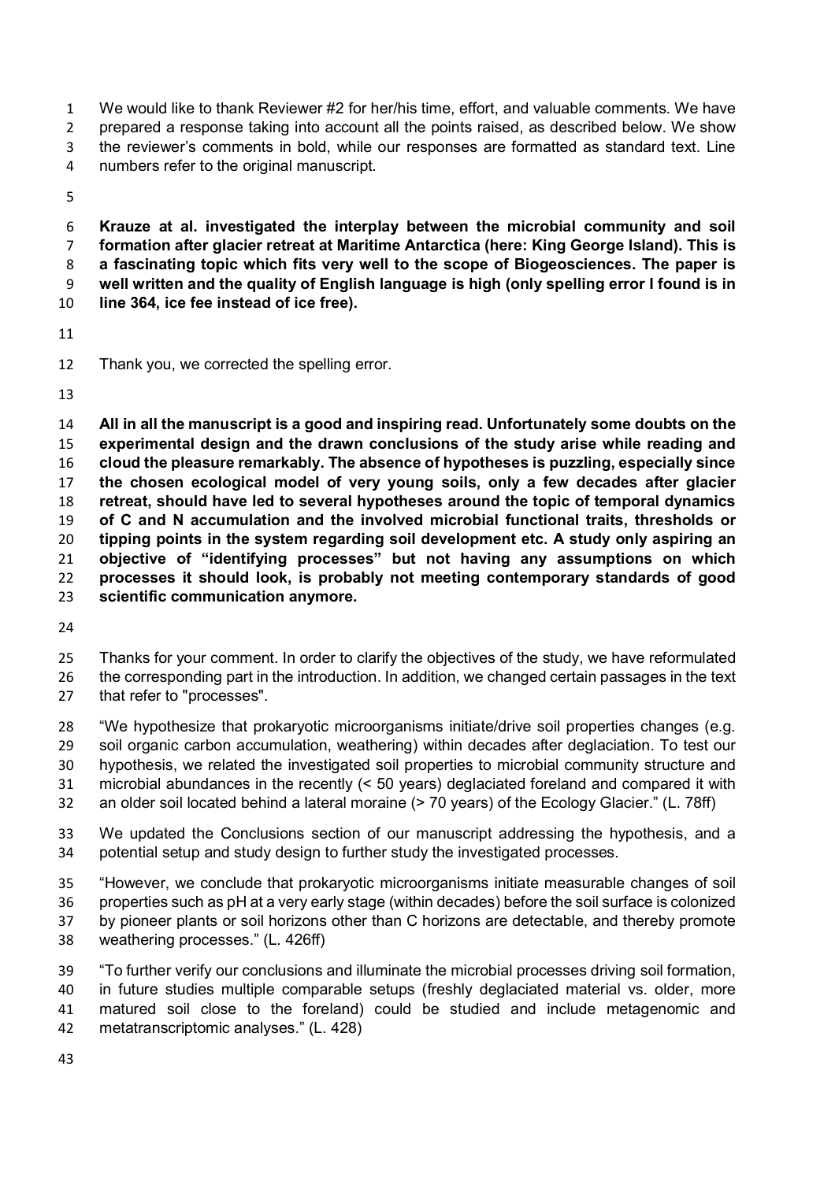We would like to thank Reviewer #2 for her/his time, effort, and valuable comments. We have prepared a response taking into account all the points raised, as described below. We show the reviewer's comments in bold, while our responses are formatted as standard text. Line numbers refer to the original manuscript.

**Krauze at al. investigated the interplay between the microbial community and soil formation after glacier retreat at Maritime Antarctica (here: King George Island). This is a fascinating topic which fits very well to the scope of Biogeosciences. The paper is well written and the quality of English language is high (only spelling error I found is in line 364, ice fee instead of ice free).**

Thank you, we corrected the spelling error.

**All in all the manuscript is a good and inspiring read. Unfortunately some doubts on the experimental design and the drawn conclusions of the study arise while reading and cloud the pleasure remarkably. The absence of hypotheses is puzzling, especially since the chosen ecological model of very young soils, only a few decades after glacier retreat, should have led to several hypotheses around the topic of temporal dynamics of C and N accumulation and the involved microbial functional traits, thresholds or tipping points in the system regarding soil development etc. A study only aspiring an objective of "identifying processes" but not having any assumptions on which processes it should look, is probably not meeting contemporary standards of good scientific communication anymore.**

Thanks for your comment. In order to clarify the objectives of the study, we have reformulated the corresponding part in the introduction. In addition, we changed certain passages in the text that refer to "processes".

"We hypothesize that prokaryotic microorganisms initiate/drive soil properties changes (e.g. soil organic carbon accumulation, weathering) within decades after deglaciation. To test our hypothesis, we related the investigated soil properties to microbial community structure and microbial abundances in the recently (< 50 years) deglaciated foreland and compared it with an older soil located behind a lateral moraine (> 70 years) of the Ecology Glacier." (L. 78ff)

We updated the Conclusions section of our manuscript addressing the hypothesis, and a potential setup and study design to further study the investigated processes.

"However, we conclude that prokaryotic microorganisms initiate measurable changes of soil properties such as pH at a very early stage (within decades) before the soil surface is colonized by pioneer plants or soil horizons other than C horizons are detectable, and thereby promote weathering processes." (L. 426ff)

"To further verify our conclusions and illuminate the microbial processes driving soil formation, in future studies multiple comparable setups (freshly deglaciated material vs. older, more matured soil close to the foreland) could be studied and include metagenomic and metatranscriptomic analyses." (L. 428)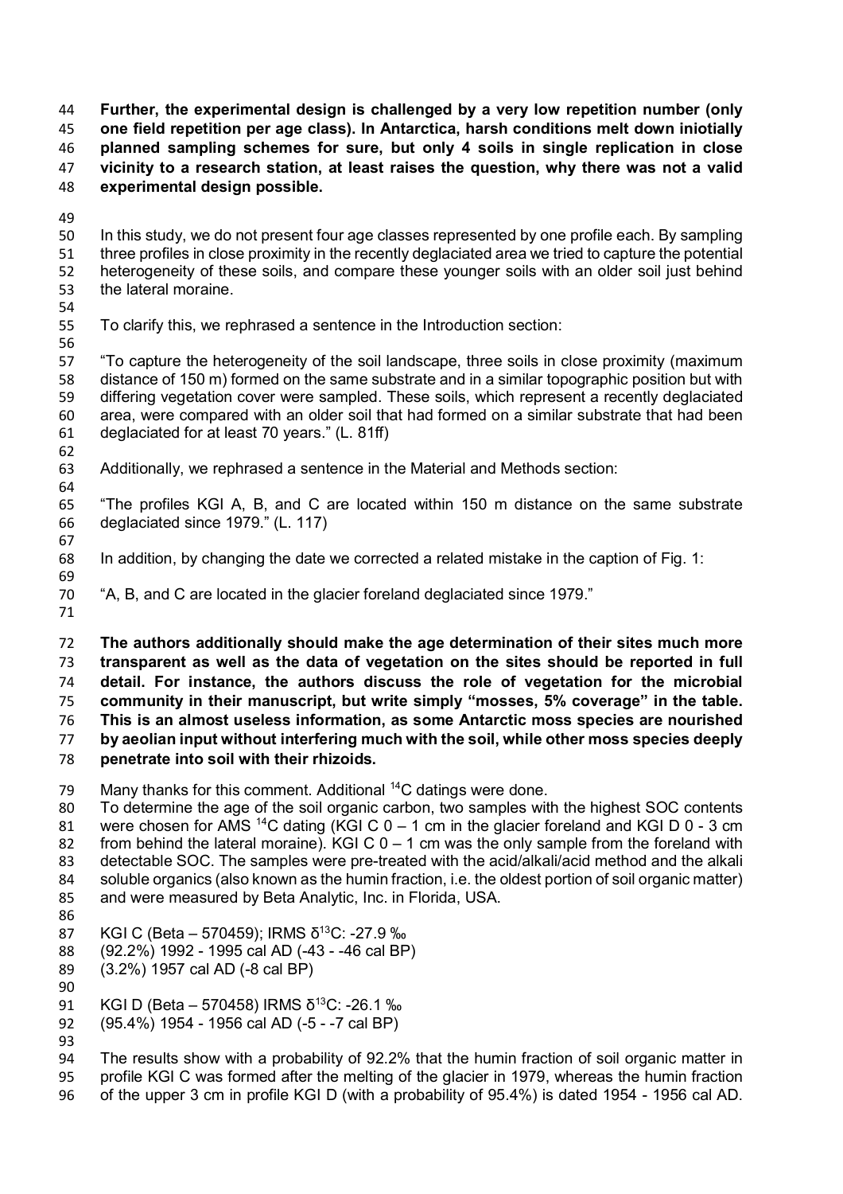**Further, the experimental design is challenged by a very low repetition number (only one field repetition per age class). In Antarctica, harsh conditions melt down iniotially planned sampling schemes for sure, but only 4 soils in single replication in close vicinity to a research station, at least raises the question, why there was not a valid experimental design possible.**

In this study, we do not present four age classes represented by one profile each. By sampling three profiles in close proximity in the recently deglaciated area we tried to capture the potential heterogeneity of these soils, and compare these younger soils with an older soil just behind the lateral moraine.

To clarify this, we rephrased a sentence in the Introduction section:

"To capture the heterogeneity of the soil landscape, three soils in close proximity (maximum distance of 150 m) formed on the same substrate and in a similar topographic position but with differing vegetation cover were sampled. These soils, which represent a recently deglaciated area, were compared with an older soil that had formed on a similar substrate that had been deglaciated for at least 70 years." (L. 81ff)

Additionally, we rephrased a sentence in the Material and Methods section:

"The profiles KGI A, B, and C are located within 150 m distance on the same substrate deglaciated since 1979." (L. 117)

In addition, by changing the date we corrected a related mistake in the caption of Fig. 1:

"A, B, and C are located in the glacier foreland deglaciated since 1979."

**The authors additionally should make the age determination of their sites much more transparent as well as the data of vegetation on the sites should be reported in full detail. For instance, the authors discuss the role of vegetation for the microbial community in their manuscript, but write simply "mosses, 5% coverage" in the table. This is an almost useless information, as some Antarctic moss species are nourished by aeolian input without interfering much with the soil, while other moss species deeply penetrate into soil with their rhizoids.**

Many thanks for this comment. Additional $^{14}C$ datings were done.
To determine the age of the soil organic carbon, two samples with the highest SOC contents were chosen for AMS $^{14}C$ dating (KGI C 0 – 1 cm in the glacier foreland and KGI D 0 - 3 cm from behind the lateral moraine). KGI C 0 – 1 cm was the only sample from the foreland with detectable SOC. The samples were pre-treated with the acid/alkali/acid method and the alkali soluble organics (also known as the humin fraction, i.e. the oldest portion of soil organic matter) and were measured by Beta Analytic, Inc. in Florida, USA.

KGI C (Beta – 570459); IRMS $\delta^{13}C$: -27.9 ‰
(92.2%) 1992 - 1995 cal AD (-43 - -46 cal BP)
(3.2%) 1957 cal AD (-8 cal BP)

KGI D (Beta – 570458) IRMS $\delta^{13}C$: -26.1 ‰
(95.4%) 1954 - 1956 cal AD (-5 - -7 cal BP)

The results show with a probability of 92.2% that the humin fraction of soil organic matter in profile KGI C was formed after the melting of the glacier in 1979, whereas the humin fraction of the upper 3 cm in profile KGI D (with a probability of 95.4%) is dated 1954 - 1956 cal AD.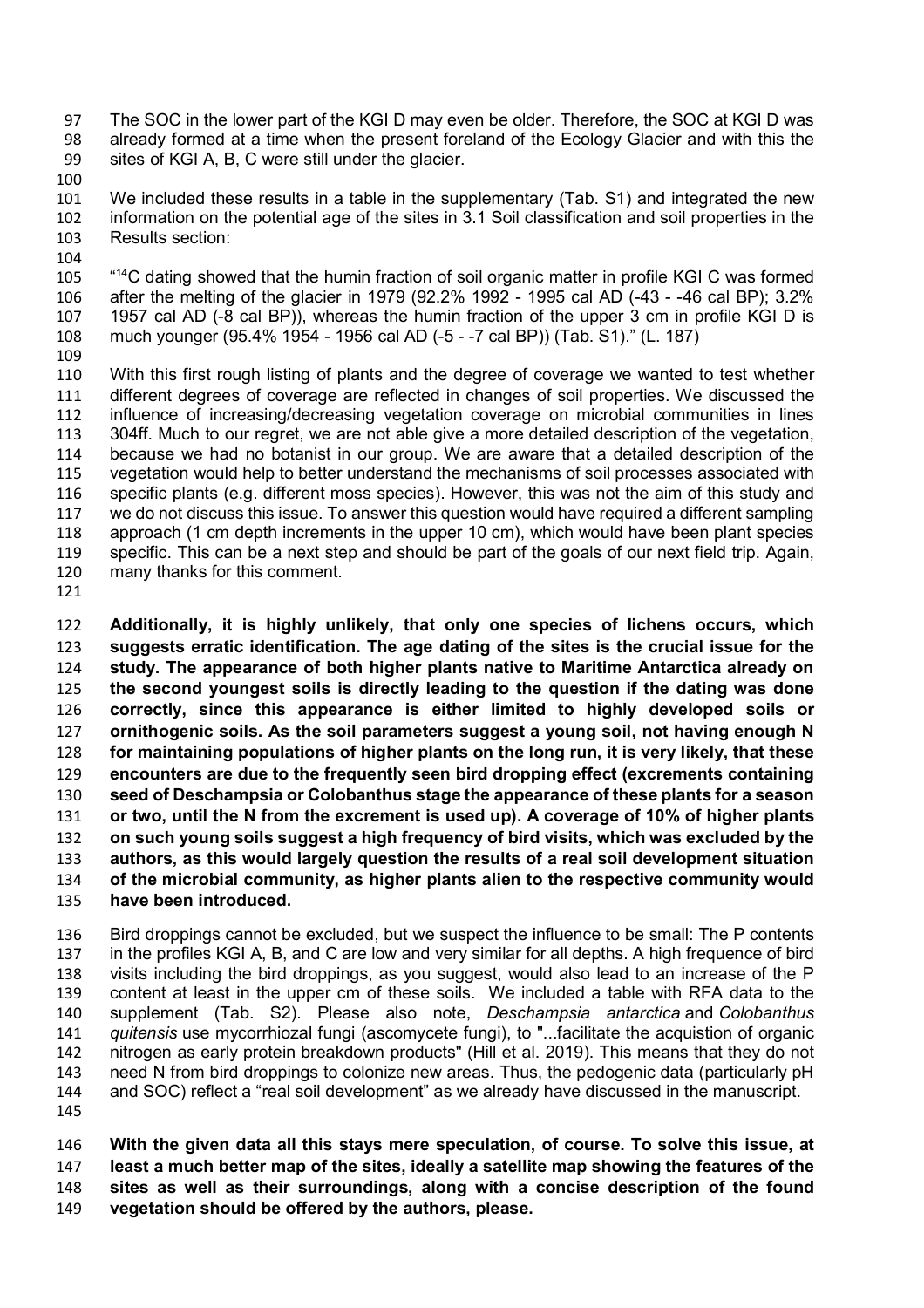The SOC in the lower part of the KGI D may even be older. Therefore, the SOC at KGI D was already formed at a time when the present foreland of the Ecology Glacier and with this the sites of KGI A, B, C were still under the glacier.

We included these results in a table in the supplementary (Tab. S1) and integrated the new information on the potential age of the sites in 3.1 Soil classification and soil properties in the Results section:

"$^{14}$C dating showed that the humin fraction of soil organic matter in profile KGI C was formed after the melting of the glacier in 1979 (92.2% 1992 - 1995 cal AD (-43 - -46 cal BP); 3.2% 1957 cal AD (-8 cal BP)), whereas the humin fraction of the upper 3 cm in profile KGI D is much younger (95.4% 1954 - 1956 cal AD (-5 - -7 cal BP)) (Tab. S1)." (L. 187)

With this first rough listing of plants and the degree of coverage we wanted to test whether different degrees of coverage are reflected in changes of soil properties. We discussed the influence of increasing/decreasing vegetation coverage on microbial communities in lines 304ff. Much to our regret, we are not able give a more detailed description of the vegetation, because we had no botanist in our group. We are aware that a detailed description of the vegetation would help to better understand the mechanisms of soil processes associated with specific plants (e.g. different moss species). However, this was not the aim of this study and we do not discuss this issue. To answer this question would have required a different sampling approach (1 cm depth increments in the upper 10 cm), which would have been plant species specific. This can be a next step and should be part of the goals of our next field trip. Again, many thanks for this comment.

**Additionally, it is highly unlikely, that only one species of lichens occurs, which suggests erratic identification. The age dating of the sites is the crucial issue for the study. The appearance of both higher plants native to Maritime Antarctica already on the second youngest soils is directly leading to the question if the dating was done correctly, since this appearance is either limited to highly developed soils or ornithogenic soils. As the soil parameters suggest a young soil, not having enough N for maintaining populations of higher plants on the long run, it is very likely, that these encounters are due to the frequently seen bird dropping effect (excrements containing seed of Deschampsia or Colobanthus stage the appearance of these plants for a season or two, until the N from the excrement is used up). A coverage of 10% of higher plants on such young soils suggest a high frequency of bird visits, which was excluded by the authors, as this would largely question the results of a real soil development situation of the microbial community, as higher plants alien to the respective community would have been introduced.**

Bird droppings cannot be excluded, but we suspect the influence to be small: The P contents in the profiles KGI A, B, and C are low and very similar for all depths. A high frequence of bird visits including the bird droppings, as you suggest, would also lead to an increase of the P content at least in the upper cm of these soils. We included a table with RFA data to the supplement (Tab. S2). Please also note, *Deschampsia antarctica* and *Colobanthus quitensis* use mycorrhiozal fungi (ascomycete fungi), to "...facilitate the acquistion of organic nitrogen as early protein breakdown products" (Hill et al. 2019). This means that they do not need N from bird droppings to colonize new areas. Thus, the pedogenic data (particularly pH and SOC) reflect a "real soil development" as we already have discussed in the manuscript.

**With the given data all this stays mere speculation, of course. To solve this issue, at least a much better map of the sites, ideally a satellite map showing the features of the sites as well as their surroundings, along with a concise description of the found vegetation should be offered by the authors, please.**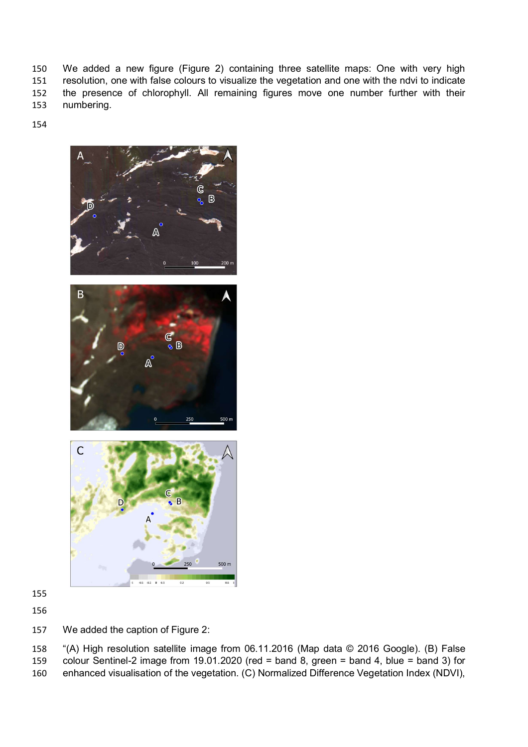We added a new figure (Figure 2) containing three satellite maps: One with very high resolution, one with false colours to visualize the vegetation and one with the ndvi to indicate the presence of chlorophyll. All remaining figures move one number further with their numbering.

We added the caption of Figure 2:

"(A) High resolution satellite image from 06.11.2016 (Map data © 2016 Google). (B) False colour Sentinel-2 image from 19.01.2020 (red = band 8, green = band 4, blue = band 3) for enhanced visualisation of the vegetation. (C) Normalized Difference Vegetation Index (NDVI),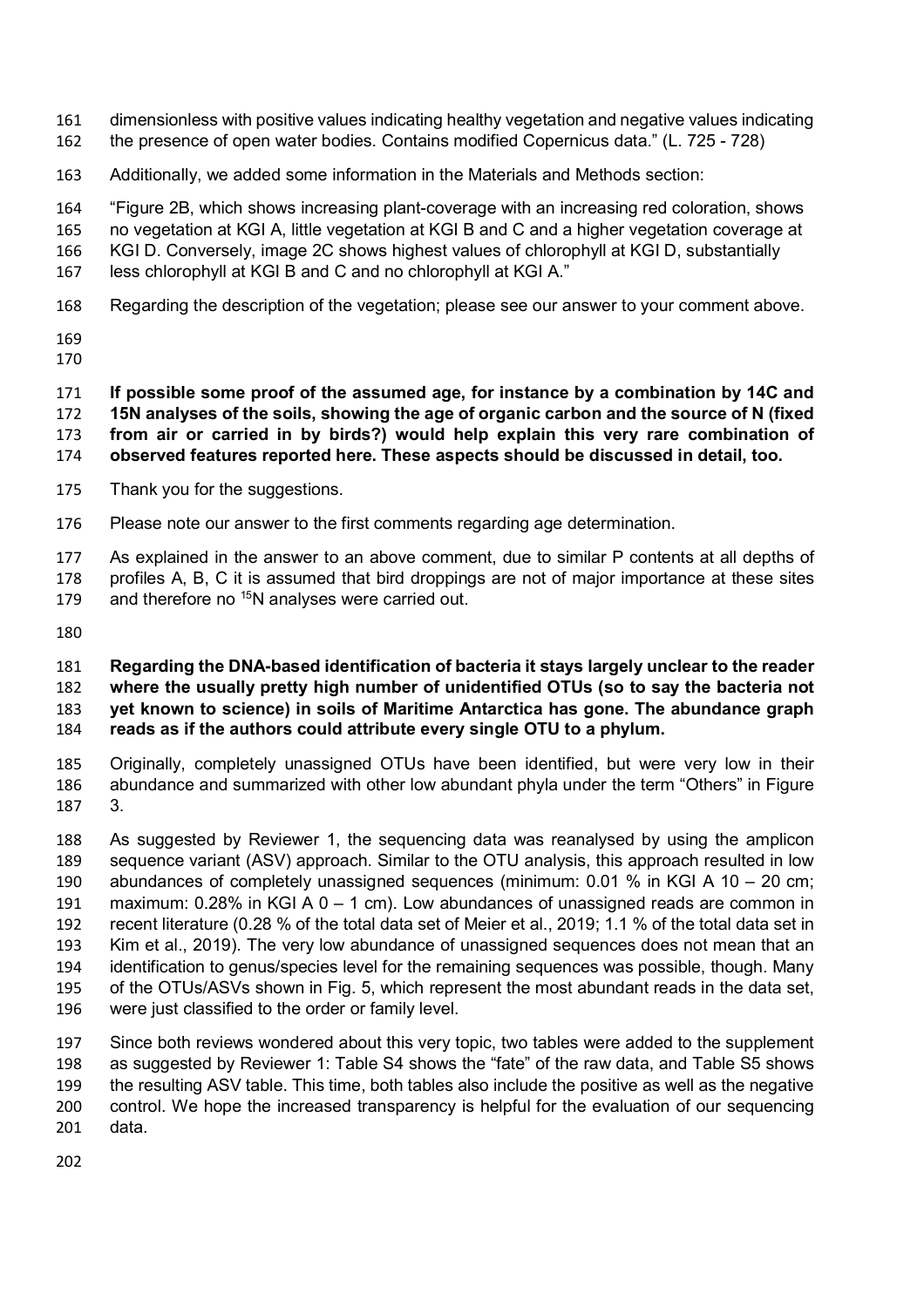dimensionless with positive values indicating healthy vegetation and negative values indicating the presence of open water bodies. Contains modified Copernicus data." (L. 725 - 728)

Additionally, we added some information in the Materials and Methods section:

"Figure 2B, which shows increasing plant-coverage with an increasing red coloration, shows no vegetation at KGI A, little vegetation at KGI B and C and a higher vegetation coverage at KGI D. Conversely, image 2C shows highest values of chlorophyll at KGI D, substantially less chlorophyll at KGI B and C and no chlorophyll at KGI A."

Regarding the description of the vegetation; please see our answer to your comment above.

**If possible some proof of the assumed age, for instance by a combination by 14C and 15N analyses of the soils, showing the age of organic carbon and the source of N (fixed from air or carried in by birds?) would help explain this very rare combination of observed features reported here. These aspects should be discussed in detail, too.**

Thank you for the suggestions.

Please note our answer to the first comments regarding age determination.

As explained in the answer to an above comment, due to similar P contents at all depths of profiles A, B, C it is assumed that bird droppings are not of major importance at these sites and therefore no $^{15}N$ analyses were carried out.

**Regarding the DNA-based identification of bacteria it stays largely unclear to the reader where the usually pretty high number of unidentified OTUs (so to say the bacteria not yet known to science) in soils of Maritime Antarctica has gone. The abundance graph reads as if the authors could attribute every single OTU to a phylum.**

Originally, completely unassigned OTUs have been identified, but were very low in their abundance and summarized with other low abundant phyla under the term "Others" in Figure 3.

As suggested by Reviewer 1, the sequencing data was reanalysed by using the amplicon sequence variant (ASV) approach. Similar to the OTU analysis, this approach resulted in low abundances of completely unassigned sequences (minimum: 0.01 % in KGI A 10 – 20 cm; maximum: 0.28% in KGI A 0 – 1 cm). Low abundances of unassigned reads are common in recent literature (0.28 % of the total data set of Meier et al., 2019; 1.1 % of the total data set in Kim et al., 2019). The very low abundance of unassigned sequences does not mean that an identification to genus/species level for the remaining sequences was possible, though. Many of the OTUs/ASVs shown in Fig. 5, which represent the most abundant reads in the data set, were just classified to the order or family level.

Since both reviews wondered about this very topic, two tables were added to the supplement as suggested by Reviewer 1: Table S4 shows the "fate" of the raw data, and Table S5 shows the resulting ASV table. This time, both tables also include the positive as well as the negative control. We hope the increased transparency is helpful for the evaluation of our sequencing data.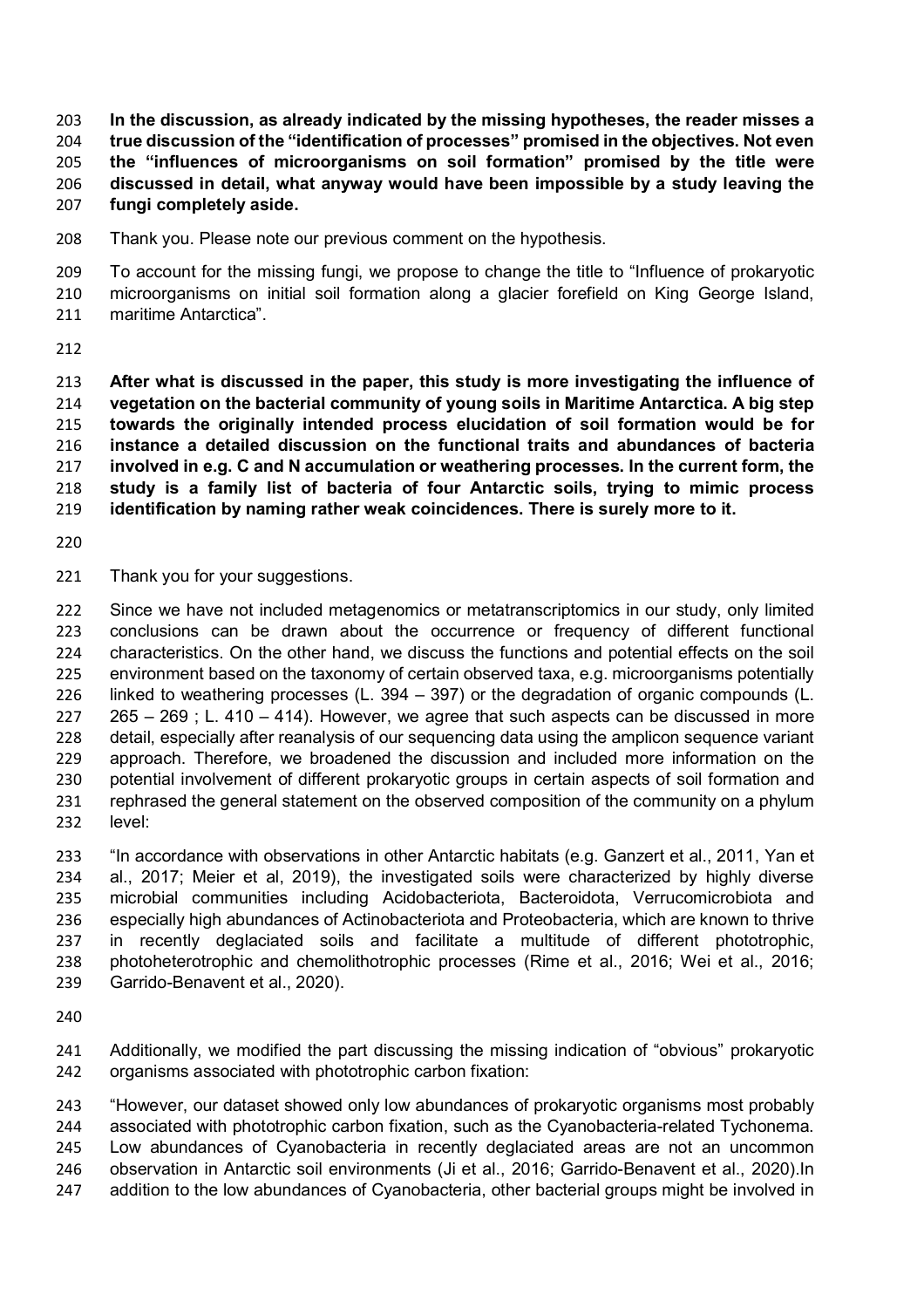**In the discussion, as already indicated by the missing hypotheses, the reader misses a true discussion of the "identification of processes" promised in the objectives. Not even the "influences of microorganisms on soil formation" promised by the title were discussed in detail, what anyway would have been impossible by a study leaving the fungi completely aside.**

Thank you. Please note our previous comment on the hypothesis.

To account for the missing fungi, we propose to change the title to "Influence of prokaryotic microorganisms on initial soil formation along a glacier forefield on King George Island, maritime Antarctica".

**After what is discussed in the paper, this study is more investigating the influence of vegetation on the bacterial community of young soils in Maritime Antarctica. A big step towards the originally intended process elucidation of soil formation would be for instance a detailed discussion on the functional traits and abundances of bacteria involved in e.g. C and N accumulation or weathering processes. In the current form, the study is a family list of bacteria of four Antarctic soils, trying to mimic process identification by naming rather weak coincidences. There is surely more to it.**

Thank you for your suggestions.

Since we have not included metagenomics or metatranscriptomics in our study, only limited conclusions can be drawn about the occurrence or frequency of different functional characteristics. On the other hand, we discuss the functions and potential effects on the soil environment based on the taxonomy of certain observed taxa, e.g. microorganisms potentially linked to weathering processes (L. 394 – 397) or the degradation of organic compounds (L. 265 – 269 ; L. 410 – 414). However, we agree that such aspects can be discussed in more detail, especially after reanalysis of our sequencing data using the amplicon sequence variant approach. Therefore, we broadened the discussion and included more information on the potential involvement of different prokaryotic groups in certain aspects of soil formation and rephrased the general statement on the observed composition of the community on a phylum level:

"In accordance with observations in other Antarctic habitats (e.g. Ganzert et al., 2011, Yan et al., 2017; Meier et al, 2019), the investigated soils were characterized by highly diverse microbial communities including Acidobacteriota, Bacteroidota, Verrucomicrobiota and especially high abundances of Actinobacteriota and Proteobacteria, which are known to thrive in recently deglaciated soils and facilitate a multitude of different phototrophic, photoheterotrophic and chemolithotrophic processes (Rime et al., 2016; Wei et al., 2016; Garrido-Benavent et al., 2020).

Additionally, we modified the part discussing the missing indication of "obvious" prokaryotic organisms associated with phototrophic carbon fixation:

"However, our dataset showed only low abundances of prokaryotic organisms most probably associated with phototrophic carbon fixation, such as the Cyanobacteria-related Tychonema. Low abundances of Cyanobacteria in recently deglaciated areas are not an uncommon observation in Antarctic soil environments (Ji et al., 2016; Garrido-Benavent et al., 2020).In addition to the low abundances of Cyanobacteria, other bacterial groups might be involved in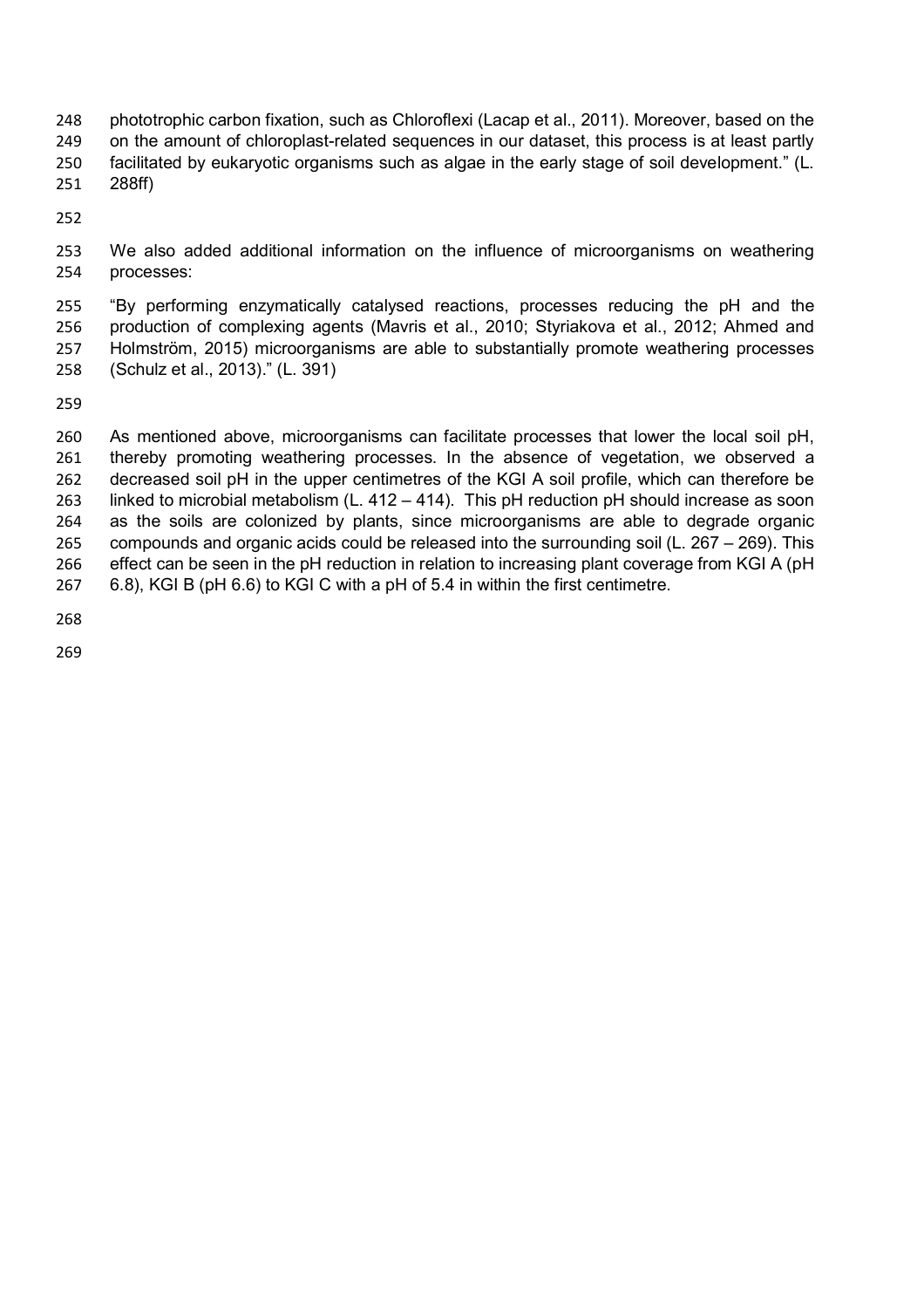phototrophic carbon fixation, such as Chloroflexi (Lacap et al., 2011). Moreover, based on the on the amount of chloroplast-related sequences in our dataset, this process is at least partly facilitated by eukaryotic organisms such as algae in the early stage of soil development." (L. 288ff)

We also added additional information on the influence of microorganisms on weathering processes:

"By performing enzymatically catalysed reactions, processes reducing the pH and the production of complexing agents (Mavris et al., 2010; Styriakova et al., 2012; Ahmed and Holmström, 2015) microorganisms are able to substantially promote weathering processes (Schulz et al., 2013)." (L. 391)

As mentioned above, microorganisms can facilitate processes that lower the local soil pH, thereby promoting weathering processes. In the absence of vegetation, we observed a decreased soil pH in the upper centimetres of the KGI A soil profile, which can therefore be linked to microbial metabolism (L. 412 – 414). This pH reduction pH should increase as soon as the soils are colonized by plants, since microorganisms are able to degrade organic compounds and organic acids could be released into the surrounding soil (L. 267 – 269). This effect can be seen in the pH reduction in relation to increasing plant coverage from KGI A (pH 6.8), KGI B (pH 6.6) to KGI C with a pH of 5.4 in within the first centimetre.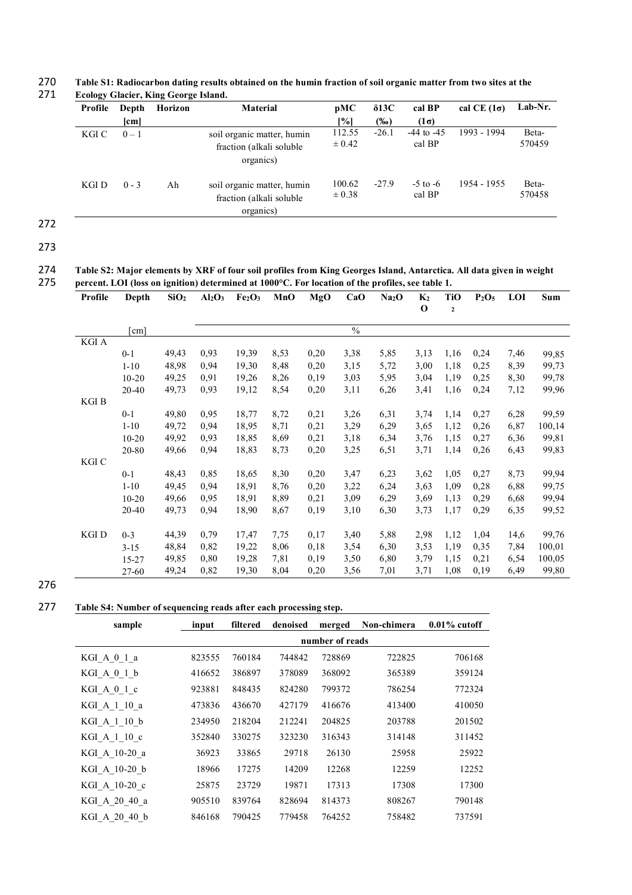**Table S1: Radiocarbon dating results obtained on the humin fraction of soil organic matter from two sites at the Ecology Glacier, King George Island.**

| Profile | Depth [cm] | Horizon | Material | pMC [%] | δ13C (‰) | cal BP (1σ) | cal CE (1σ) | Lab-Nr. |
|---|---|---|---|---|---|---|---|---|
| KGI C | 0 – 1 | | soil organic matter, humin fraction (alkali soluble organics) | 112.55 ± 0.42 | -26.1 | -44 to -45 cal BP | 1993 - 1994 | Beta-570459 |
| KGI D | 0 - 3 | Ah | soil organic matter, humin fraction (alkali soluble organics) | 100.62 ± 0.38 | -27.9 | -5 to -6 cal BP | 1954 - 1955 | Beta-570458 |

**Table S2: Major elements by XRF of four soil profiles from King Georges Island, Antarctica. All data given in weight percent. LOI (loss on ignition) determined at 1000°C. For location of the profiles, see table 1.**

| Profile | Depth | $SiO_2$ | $Al_2O_3$ | $Fe_2O_3$ | MnO | MgO | CaO | $Na_2O$ | $K_2O$ | $TiO_2$ | $P_2O_5$ | LOI | Sum |
|---|---|---|---|---|---|---|---|---|---|---|---|---|---|
| | [cm] | | | | | | % | | | | | | |
| KGI A | | | | | | | | | | | | | |
| | 0-1 | 49,43 | 0,93 | 19,39 | 8,53 | 0,20 | 3,38 | 5,85 | 3,13 | 1,16 | 0,24 | 7,46 | 99,85 |
| | 1-10 | 48,98 | 0,94 | 19,30 | 8,48 | 0,20 | 3,15 | 5,72 | 3,00 | 1,18 | 0,25 | 8,39 | 99,73 |
| | 10-20 | 49,25 | 0,91 | 19,26 | 8,26 | 0,19 | 3,03 | 5,95 | 3,04 | 1,19 | 0,25 | 8,30 | 99,78 |
| | 20-40 | 49,73 | 0,93 | 19,12 | 8,54 | 0,20 | 3,11 | 6,26 | 3,41 | 1,16 | 0,24 | 7,12 | 99,96 |
| KGI B | | | | | | | | | | | | | |
| | 0-1 | 49,80 | 0,95 | 18,77 | 8,72 | 0,21 | 3,26 | 6,31 | 3,74 | 1,14 | 0,27 | 6,28 | 99,59 |
| | 1-10 | 49,72 | 0,94 | 18,95 | 8,71 | 0,21 | 3,29 | 6,29 | 3,65 | 1,12 | 0,26 | 6,87 | 100,14 |
| | 10-20 | 49,92 | 0,93 | 18,85 | 8,69 | 0,21 | 3,18 | 6,34 | 3,76 | 1,15 | 0,27 | 6,36 | 99,81 |
| | 20-80 | 49,66 | 0,94 | 18,83 | 8,73 | 0,20 | 3,25 | 6,51 | 3,71 | 1,14 | 0,26 | 6,43 | 99,83 |
| KGI C | | | | | | | | | | | | | |
| | 0-1 | 48,43 | 0,85 | 18,65 | 8,30 | 0,20 | 3,47 | 6,23 | 3,62 | 1,05 | 0,27 | 8,73 | 99,94 |
| | 1-10 | 49,45 | 0,94 | 18,91 | 8,76 | 0,20 | 3,22 | 6,24 | 3,63 | 1,09 | 0,28 | 6,88 | 99,75 |
| | 10-20 | 49,66 | 0,95 | 18,91 | 8,89 | 0,21 | 3,09 | 6,29 | 3,69 | 1,13 | 0,29 | 6,68 | 99,94 |
| | 20-40 | 49,73 | 0,94 | 18,90 | 8,67 | 0,19 | 3,10 | 6,30 | 3,73 | 1,17 | 0,29 | 6,35 | 99,52 |
| KGI D | 0-3 | 44,39 | 0,79 | 17,47 | 7,75 | 0,17 | 3,40 | 5,88 | 2,98 | 1,12 | 1,04 | 14,6 | 99,76 |
| | 3-15 | 48,84 | 0,82 | 19,22 | 8,06 | 0,18 | 3,54 | 6,30 | 3,53 | 1,19 | 0,35 | 7,84 | 100,01 |
| | 15-27 | 49,85 | 0,80 | 19,28 | 7,81 | 0,19 | 3,50 | 6,80 | 3,79 | 1,15 | 0,21 | 6,54 | 100,05 |
| | 27-60 | 49,24 | 0,82 | 19,30 | 8,04 | 0,20 | 3,56 | 7,01 | 3,71 | 1,08 | 0,19 | 6,49 | 99,80 |

**Table S4: Number of sequencing reads after each processing step.**

| sample | input | filtered | denoised | merged | Non-chimera | 0.01% cutoff |
|---|---|---|---|---|---|---|
| | | | | number of reads | | |
| KGI_A_0_1_a | 823555 | 760184 | 744842 | 728869 | 722825 | 706168 |
| KGI_A_0_1_b | 416652 | 386897 | 378089 | 368092 | 365389 | 359124 |
| KGI_A_0_1_c | 923881 | 848435 | 824280 | 799372 | 786254 | 772324 |
| KGI_A_1_10_a | 473836 | 436670 | 427179 | 416676 | 413400 | 410050 |
| KGI_A_1_10_b | 234950 | 218204 | 212241 | 204825 | 203788 | 201502 |
| KGI_A_1_10_c | 352840 | 330275 | 323230 | 316343 | 314148 | 311452 |
| KGI_A_10-20_a | 36923 | 33865 | 29718 | 26130 | 25958 | 25922 |
| KGI_A_10-20_b | 18966 | 17275 | 14209 | 12268 | 12259 | 12252 |
| KGI_A_10-20_c | 25875 | 23729 | 19871 | 17313 | 17308 | 17300 |
| KGI_A_20_40_a | 905510 | 839764 | 828694 | 814373 | 808267 | 790148 |
| KGI_A_20_40_b | 846168 | 790425 | 779458 | 764252 | 758482 | 737591 |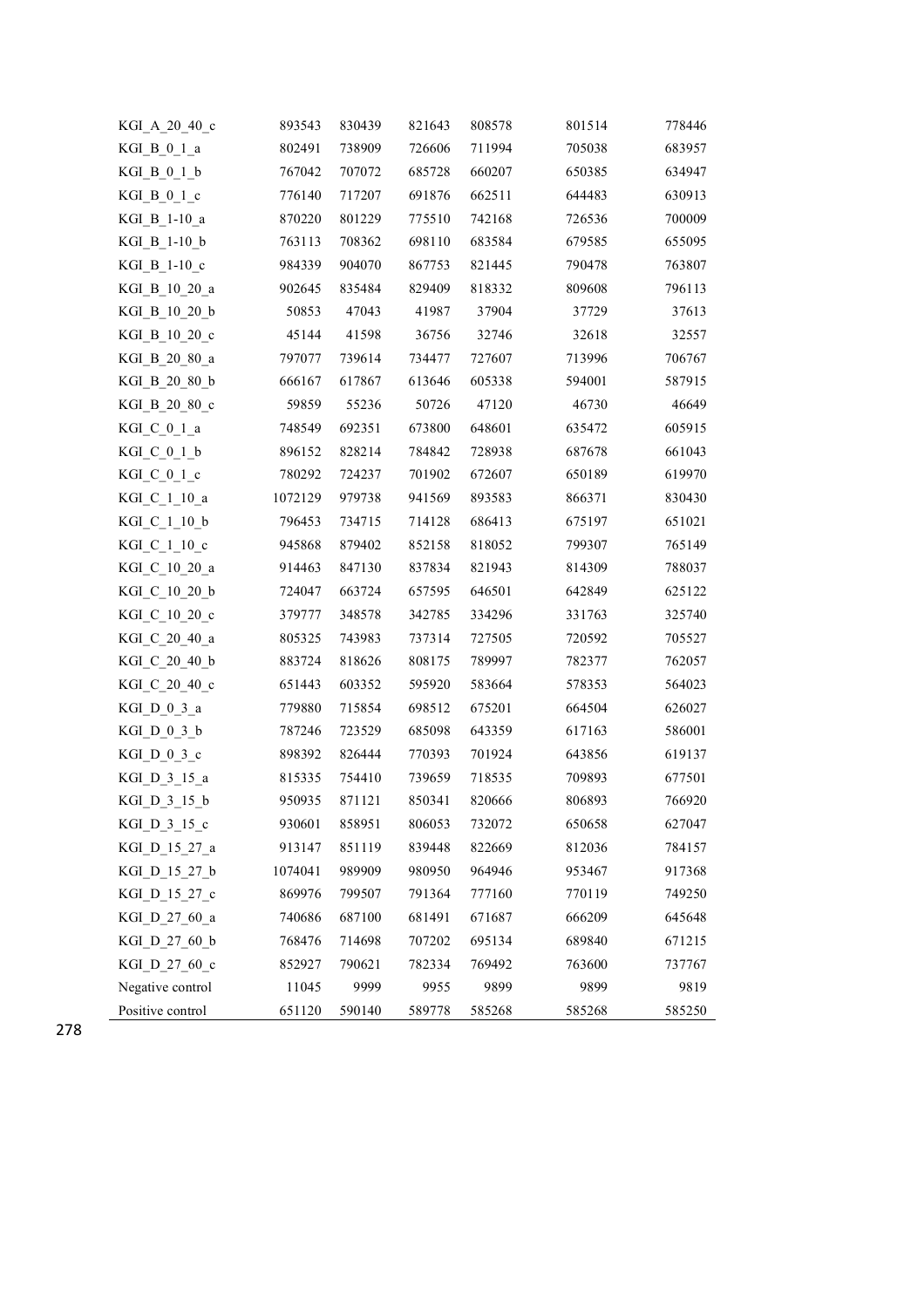| KGI_A_20_40_c | 893543 | 830439 | 821643 | 808578 | 801514 | 778446 |
|---|---|---|---|---|---|---|
| KGI_B_0_1_a | 802491 | 738909 | 726606 | 711994 | 705038 | 683957 |
| KGI_B_0_1_b | 767042 | 707072 | 685728 | 660207 | 650385 | 634947 |
| KGI_B_0_1_c | 776140 | 717207 | 691876 | 662511 | 644483 | 630913 |
| KGI_B_1-10_a | 870220 | 801229 | 775510 | 742168 | 726536 | 700009 |
| KGI_B_1-10_b | 763113 | 708362 | 698110 | 683584 | 679585 | 655095 |
| KGI_B_1-10_c | 984339 | 904070 | 867753 | 821445 | 790478 | 763807 |
| KGI_B_10_20_a | 902645 | 835484 | 829409 | 818332 | 809608 | 796113 |
| KGI_B_10_20_b | 50853 | 47043 | 41987 | 37904 | 37729 | 37613 |
| KGI_B_10_20_c | 45144 | 41598 | 36756 | 32746 | 32618 | 32557 |
| KGI_B_20_80_a | 797077 | 739614 | 734477 | 727607 | 713996 | 706767 |
| KGI_B_20_80_b | 666167 | 617867 | 613646 | 605338 | 594001 | 587915 |
| KGI_B_20_80_c | 59859 | 55236 | 50726 | 47120 | 46730 | 46649 |
| KGI_C_0_1_a | 748549 | 692351 | 673800 | 648601 | 635472 | 605915 |
| KGI_C_0_1_b | 896152 | 828214 | 784842 | 728938 | 687678 | 661043 |
| KGI_C_0_1_c | 780292 | 724237 | 701902 | 672607 | 650189 | 619970 |
| KGI_C_1_10_a | 1072129 | 979738 | 941569 | 893583 | 866371 | 830430 |
| KGI_C_1_10_b | 796453 | 734715 | 714128 | 686413 | 675197 | 651021 |
| KGI_C_1_10_c | 945868 | 879402 | 852158 | 818052 | 799307 | 765149 |
| KGI_C_10_20_a | 914463 | 847130 | 837834 | 821943 | 814309 | 788037 |
| KGI_C_10_20_b | 724047 | 663724 | 657595 | 646501 | 642849 | 625122 |
| KGI_C_10_20_c | 379777 | 348578 | 342785 | 334296 | 331763 | 325740 |
| KGI_C_20_40_a | 805325 | 743983 | 737314 | 727505 | 720592 | 705527 |
| KGI_C_20_40_b | 883724 | 818626 | 808175 | 789997 | 782377 | 762057 |
| KGI_C_20_40_c | 651443 | 603352 | 595920 | 583664 | 578353 | 564023 |
| KGI_D_0_3_a | 779880 | 715854 | 698512 | 675201 | 664504 | 626027 |
| KGI_D_0_3_b | 787246 | 723529 | 685098 | 643359 | 617163 | 586001 |
| KGI_D_0_3_c | 898392 | 826444 | 770393 | 701924 | 643856 | 619137 |
| KGI_D_3_15_a | 815335 | 754410 | 739659 | 718535 | 709893 | 677501 |
| KGI_D_3_15_b | 950935 | 871121 | 850341 | 820666 | 806893 | 766920 |
| KGI_D_3_15_c | 930601 | 858951 | 806053 | 732072 | 650658 | 627047 |
| KGI_D_15_27_a | 913147 | 851119 | 839448 | 822669 | 812036 | 784157 |
| KGI_D_15_27_b | 1074041 | 989909 | 980950 | 964946 | 953467 | 917368 |
| KGI_D_15_27_c | 869976 | 799507 | 791364 | 777160 | 770119 | 749250 |
| KGI_D_27_60_a | 740686 | 687100 | 681491 | 671687 | 666209 | 645648 |
| KGI_D_27_60_b | 768476 | 714698 | 707202 | 695134 | 689840 | 671215 |
| KGI_D_27_60_c | 852927 | 790621 | 782334 | 769492 | 763600 | 737767 |
| Negative control | 11045 | 9999 | 9955 | 9899 | 9899 | 9819 |
| Positive control | 651120 | 590140 | 589778 | 585268 | 585268 | 585250 |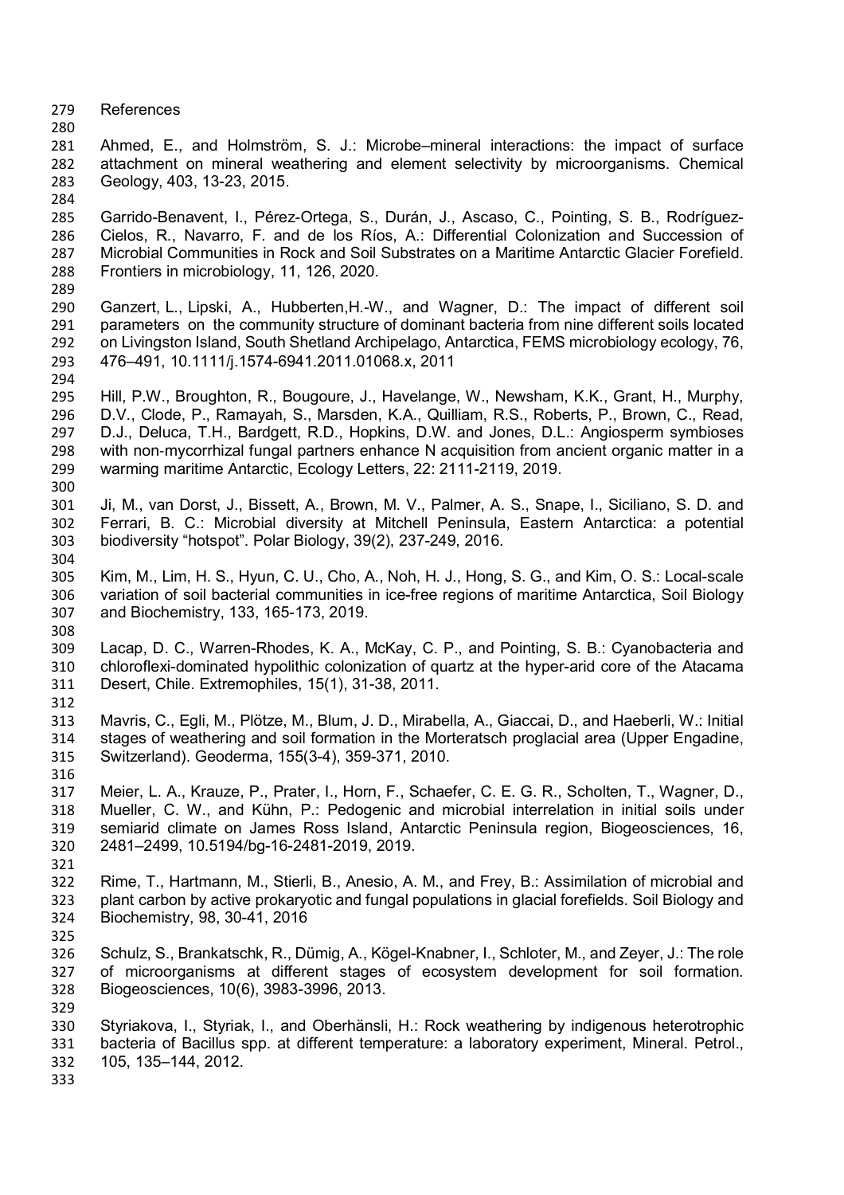References

Ahmed, E., and Holmström, S. J.: Microbe–mineral interactions: the impact of surface attachment on mineral weathering and element selectivity by microorganisms. Chemical Geology, 403, 13-23, 2015.

Garrido-Benavent, I., Pérez-Ortega, S., Durán, J., Ascaso, C., Pointing, S. B., Rodríguez-Cielos, R., Navarro, F. and de los Ríos, A.: Differential Colonization and Succession of Microbial Communities in Rock and Soil Substrates on a Maritime Antarctic Glacier Forefield. Frontiers in microbiology, 11, 126, 2020.

Ganzert, L., Lipski, A., Hubberten,H.-W., and Wagner, D.: The impact of different soil parameters on the community structure of dominant bacteria from nine different soils located on Livingston Island, South Shetland Archipelago, Antarctica, FEMS microbiology ecology, 76, 476–491, 10.1111/j.1574-6941.2011.01068.x, 2011

Hill, P.W., Broughton, R., Bougoure, J., Havelange, W., Newsham, K.K., Grant, H., Murphy, D.V., Clode, P., Ramayah, S., Marsden, K.A., Quilliam, R.S., Roberts, P., Brown, C., Read, D.J., Deluca, T.H., Bardgett, R.D., Hopkins, D.W. and Jones, D.L.: Angiosperm symbioses with non-mycorrhizal fungal partners enhance N acquisition from ancient organic matter in a warming maritime Antarctic, Ecology Letters, 22: 2111-2119, 2019.

Ji, M., van Dorst, J., Bissett, A., Brown, M. V., Palmer, A. S., Snape, I., Siciliano, S. D. and Ferrari, B. C.: Microbial diversity at Mitchell Peninsula, Eastern Antarctica: a potential biodiversity "hotspot". Polar Biology, 39(2), 237-249, 2016.

Kim, M., Lim, H. S., Hyun, C. U., Cho, A., Noh, H. J., Hong, S. G., and Kim, O. S.: Local-scale variation of soil bacterial communities in ice-free regions of maritime Antarctica, Soil Biology and Biochemistry, 133, 165-173, 2019.

Lacap, D. C., Warren-Rhodes, K. A., McKay, C. P., and Pointing, S. B.: Cyanobacteria and chloroflexi-dominated hypolithic colonization of quartz at the hyper-arid core of the Atacama Desert, Chile. Extremophiles, 15(1), 31-38, 2011.

Mavris, C., Egli, M., Plötze, M., Blum, J. D., Mirabella, A., Giaccai, D., and Haeberli, W.: Initial stages of weathering and soil formation in the Morteratsch proglacial area (Upper Engadine, Switzerland). Geoderma, 155(3-4), 359-371, 2010.

Meier, L. A., Krauze, P., Prater, I., Horn, F., Schaefer, C. E. G. R., Scholten, T., Wagner, D., Mueller, C. W., and Kühn, P.: Pedogenic and microbial interrelation in initial soils under semiarid climate on James Ross Island, Antarctic Peninsula region, Biogeosciences, 16, 2481–2499, 10.5194/bg-16-2481-2019, 2019.

Rime, T., Hartmann, M., Stierli, B., Anesio, A. M., and Frey, B.: Assimilation of microbial and plant carbon by active prokaryotic and fungal populations in glacial forefields. Soil Biology and Biochemistry, 98, 30-41, 2016

Schulz, S., Brankatschk, R., Dümig, A., Kögel-Knabner, I., Schloter, M., and Zeyer, J.: The role of microorganisms at different stages of ecosystem development for soil formation. Biogeosciences, 10(6), 3983-3996, 2013.

Styriakova, I., Styriak, I., and Oberhänsli, H.: Rock weathering by indigenous heterotrophic bacteria of Bacillus spp. at different temperature: a laboratory experiment, Mineral. Petrol., 105, 135–144, 2012.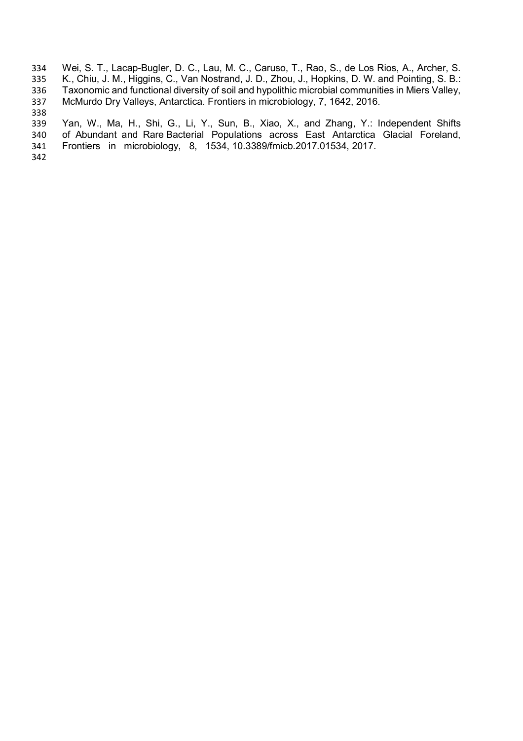Wei, S. T., Lacap-Bugler, D. C., Lau, M. C., Caruso, T., Rao, S., de Los Rios, A., Archer, S. K., Chiu, J. M., Higgins, C., Van Nostrand, J. D., Zhou, J., Hopkins, D. W. and Pointing, S. B.: Taxonomic and functional diversity of soil and hypolithic microbial communities in Miers Valley, McMurdo Dry Valleys, Antarctica. Frontiers in microbiology, 7, 1642, 2016.

Yan, W., Ma, H., Shi, G., Li, Y., Sun, B., Xiao, X., and Zhang, Y.: Independent Shifts of Abundant and Rare Bacterial Populations across East Antarctica Glacial Foreland, Frontiers in microbiology, 8, 1534, 10.3389/fmicb.2017.01534, 2017.